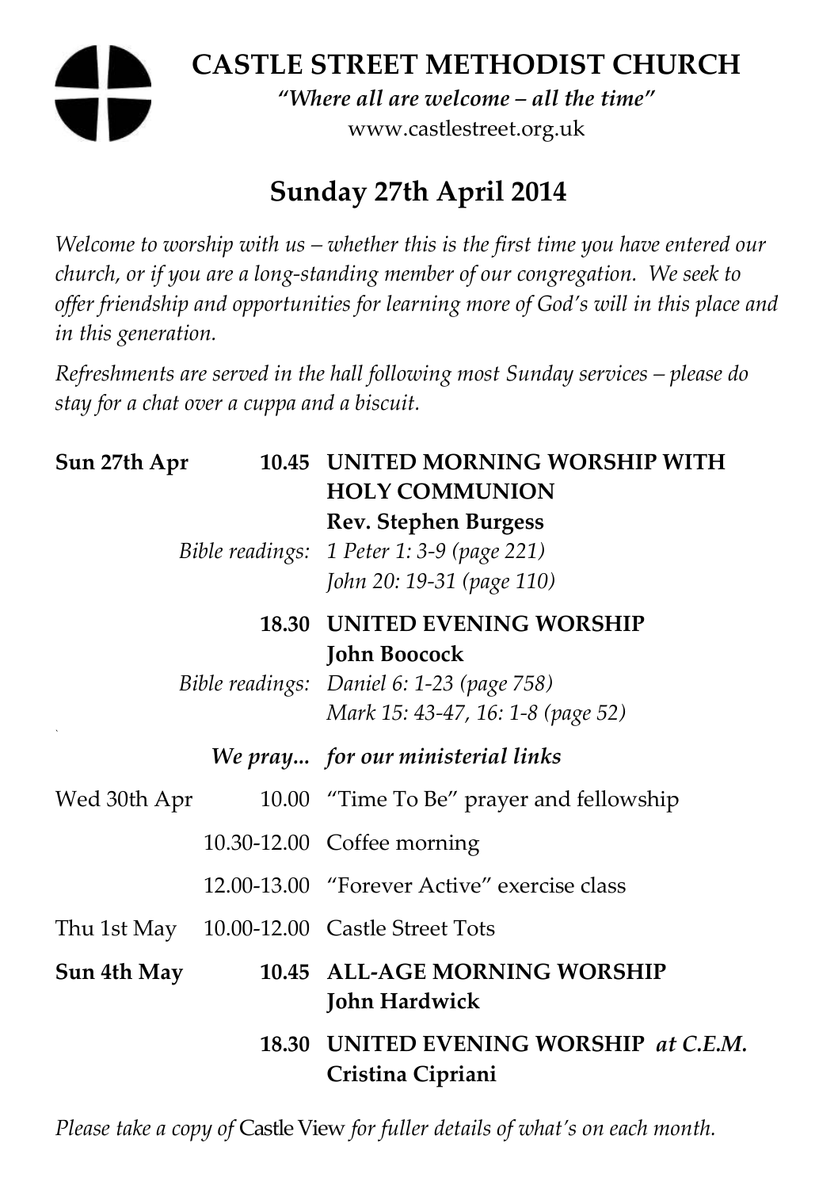# CASTLE STREET METHODIST CHURCH

*"Where all are welcome – all the time"*

www.castlestreet.org.uk

## Sunday 27th April 2014

*Welcome to worship with us – whether this is the first time you have entered our church, or if you are a long-standing member of our congregation. We seek to offer friendship and opportunities for learning more of God's will in this place and in this generation.*

*Refreshments are served in the hall following most Sunday services – please do stay for a chat over a cuppa and a biscuit.*

| | | |
|---|---|---|
| **Sun 27th Apr** | **10.45** | **UNITED MORNING WORSHIP WITH HOLY COMMUNION** |
| | | **Rev. Stephen Burgess** |
| | *Bible readings:* | *1 Peter 1: 3-9 (page 221)* |
| | | *John 20: 19-31 (page 110)* |
| | **18.30** | **UNITED EVENING WORSHIP** |
| | | **John Boocock** |
| | *Bible readings:* | *Daniel 6: 1-23 (page 758)* |
| | | *Mark 15: 43-47, 16: 1-8 (page 52)* |
| | ***We pray...*** | ***for our ministerial links*** |
| Wed 30th Apr | 10.00 | "Time To Be" prayer and fellowship |
| | 10.30-12.00 | Coffee morning |
| | 12.00-13.00 | "Forever Active" exercise class |
| Thu 1st May | 10.00-12.00 | Castle Street Tots |
| **Sun 4th May** | **10.45** | **ALL-AGE MORNING WORSHIP** |
| | | **John Hardwick** |
| | **18.30** | **UNITED EVENING WORSHIP** ***at C.E.M.*** |
| | | **Cristina Cipriani** |

*Please take a copy of* Castle View *for fuller details of what's on each month.*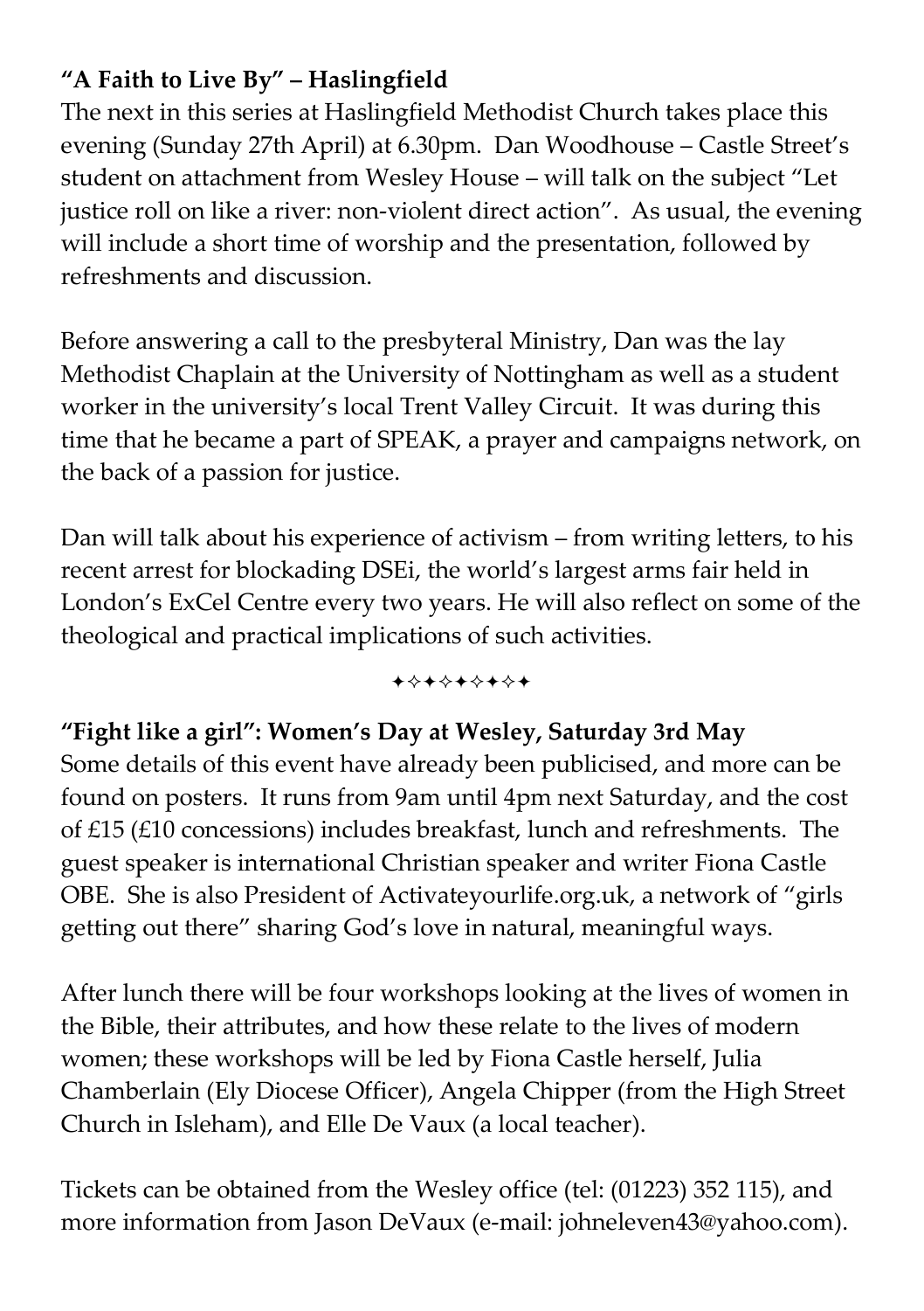**"A Faith to Live By" – Haslingfield**

The next in this series at Haslingfield Methodist Church takes place this evening (Sunday 27th April) at 6.30pm. Dan Woodhouse – Castle Street's student on attachment from Wesley House – will talk on the subject "Let justice roll on like a river: non-violent direct action". As usual, the evening will include a short time of worship and the presentation, followed by refreshments and discussion.

Before answering a call to the presbyteral Ministry, Dan was the lay Methodist Chaplain at the University of Nottingham as well as a student worker in the university's local Trent Valley Circuit. It was during this time that he became a part of SPEAK, a prayer and campaigns network, on the back of a passion for justice.

Dan will talk about his experience of activism – from writing letters, to his recent arrest for blockading DSEi, the world's largest arms fair held in London's ExCel Centre every two years. He will also reflect on some of the theological and practical implications of such activities.

✦✧✦✧✦✧✦✧✦

**"Fight like a girl": Women's Day at Wesley, Saturday 3rd May**

Some details of this event have already been publicised, and more can be found on posters. It runs from 9am until 4pm next Saturday, and the cost of £15 (£10 concessions) includes breakfast, lunch and refreshments. The guest speaker is international Christian speaker and writer Fiona Castle OBE. She is also President of Activateyourlife.org.uk, a network of "girls getting out there" sharing God's love in natural, meaningful ways.

After lunch there will be four workshops looking at the lives of women in the Bible, their attributes, and how these relate to the lives of modern women; these workshops will be led by Fiona Castle herself, Julia Chamberlain (Ely Diocese Officer), Angela Chipper (from the High Street Church in Isleham), and Elle De Vaux (a local teacher).

Tickets can be obtained from the Wesley office (tel: (01223) 352 115), and more information from Jason DeVaux (e-mail: johneleven43@yahoo.com).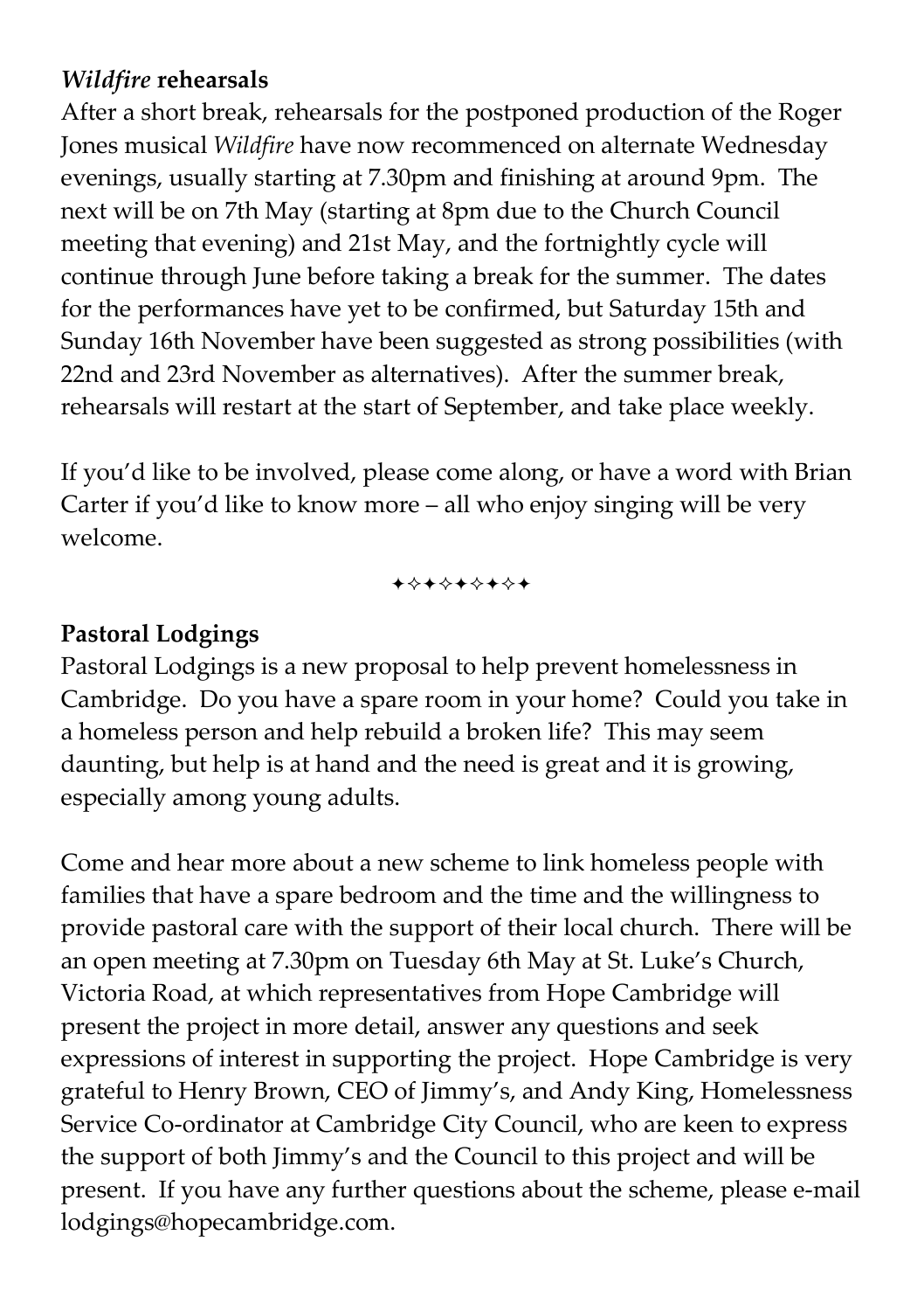### *Wildfire* rehearsals

After a short break, rehearsals for the postponed production of the Roger Jones musical *Wildfire* have now recommenced on alternate Wednesday evenings, usually starting at 7.30pm and finishing at around 9pm. The next will be on 7th May (starting at 8pm due to the Church Council meeting that evening) and 21st May, and the fortnightly cycle will continue through June before taking a break for the summer. The dates for the performances have yet to be confirmed, but Saturday 15th and Sunday 16th November have been suggested as strong possibilities (with 22nd and 23rd November as alternatives). After the summer break, rehearsals will restart at the start of September, and take place weekly.

If you'd like to be involved, please come along, or have a word with Brian Carter if you'd like to know more – all who enjoy singing will be very welcome.

✦✧✦✧✦✧✦✧✦

### Pastoral Lodgings

Pastoral Lodgings is a new proposal to help prevent homelessness in Cambridge. Do you have a spare room in your home? Could you take in a homeless person and help rebuild a broken life? This may seem daunting, but help is at hand and the need is great and it is growing, especially among young adults.

Come and hear more about a new scheme to link homeless people with families that have a spare bedroom and the time and the willingness to provide pastoral care with the support of their local church. There will be an open meeting at 7.30pm on Tuesday 6th May at St. Luke's Church, Victoria Road, at which representatives from Hope Cambridge will present the project in more detail, answer any questions and seek expressions of interest in supporting the project. Hope Cambridge is very grateful to Henry Brown, CEO of Jimmy's, and Andy King, Homelessness Service Co-ordinator at Cambridge City Council, who are keen to express the support of both Jimmy's and the Council to this project and will be present. If you have any further questions about the scheme, please e-mail lodgings@hopecambridge.com.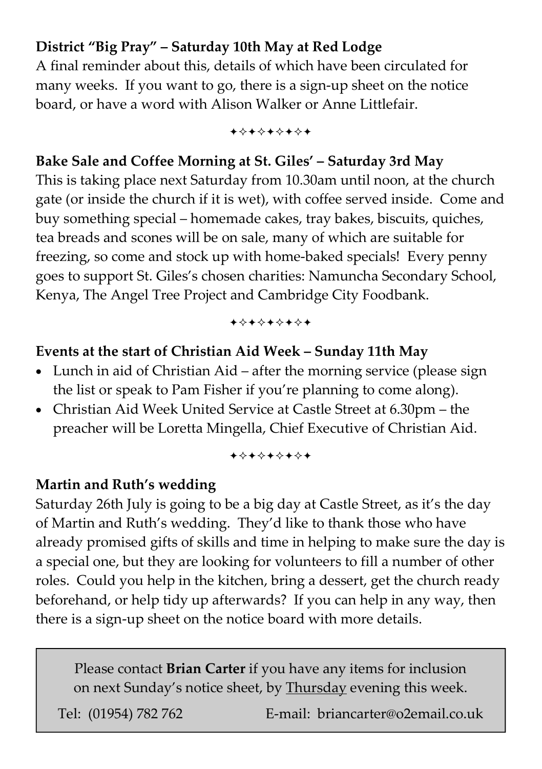**District "Big Pray" – Saturday 10th May at Red Lodge**

A final reminder about this, details of which have been circulated for many weeks. If you want to go, there is a sign-up sheet on the notice board, or have a word with Alison Walker or Anne Littlefair.

✦✧✦✧✦✧✦✧✦

**Bake Sale and Coffee Morning at St. Giles' – Saturday 3rd May**

This is taking place next Saturday from 10.30am until noon, at the church gate (or inside the church if it is wet), with coffee served inside. Come and buy something special – homemade cakes, tray bakes, biscuits, quiches, tea breads and scones will be on sale, many of which are suitable for freezing, so come and stock up with home-baked specials! Every penny goes to support St. Giles's chosen charities: Namuncha Secondary School, Kenya, The Angel Tree Project and Cambridge City Foodbank.

✦✧✦✧✦✧✦✧✦

**Events at the start of Christian Aid Week – Sunday 11th May**

- Lunch in aid of Christian Aid – after the morning service (please sign the list or speak to Pam Fisher if you're planning to come along).
- Christian Aid Week United Service at Castle Street at 6.30pm – the preacher will be Loretta Mingella, Chief Executive of Christian Aid.

✦✧✦✧✦✧✦✧✦

**Martin and Ruth's wedding**

Saturday 26th July is going to be a big day at Castle Street, as it's the day of Martin and Ruth's wedding. They'd like to thank those who have already promised gifts of skills and time in helping to make sure the day is a special one, but they are looking for volunteers to fill a number of other roles. Could you help in the kitchen, bring a dessert, get the church ready beforehand, or help tidy up afterwards? If you can help in any way, then there is a sign-up sheet on the notice board with more details.

Please contact **Brian Carter** if you have any items for inclusion on next Sunday's notice sheet, by Thursday evening this week.

Tel: (01954) 782 762 E-mail: briancarter@o2email.co.uk